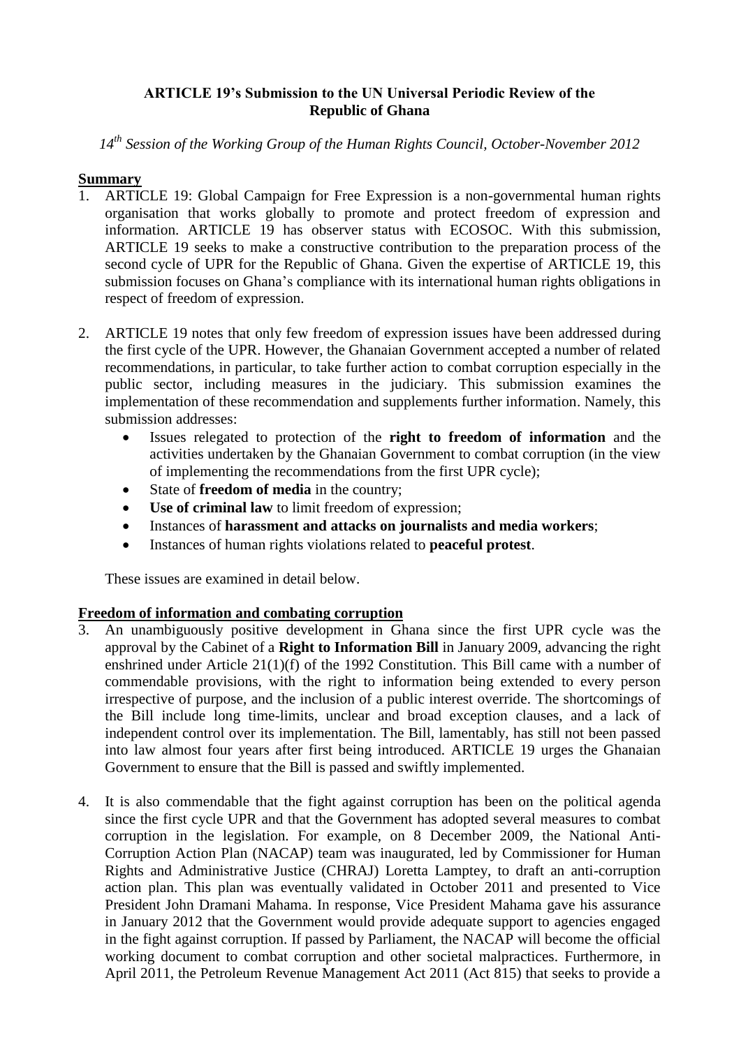**ARTICLE 19's Submission to the UN Universal Periodic Review of the Republic of Ghana**

*14th Session of the Working Group of the Human Rights Council, October-November 2012*

## Summary

1. ARTICLE 19: Global Campaign for Free Expression is a non-governmental human rights organisation that works globally to promote and protect freedom of expression and information. ARTICLE 19 has observer status with ECOSOC. With this submission, ARTICLE 19 seeks to make a constructive contribution to the preparation process of the second cycle of UPR for the Republic of Ghana. Given the expertise of ARTICLE 19, this submission focuses on Ghana's compliance with its international human rights obligations in respect of freedom of expression.

2. ARTICLE 19 notes that only few freedom of expression issues have been addressed during the first cycle of the UPR. However, the Ghanaian Government accepted a number of related recommendations, in particular, to take further action to combat corruption especially in the public sector, including measures in the judiciary. This submission examines the implementation of these recommendation and supplements further information. Namely, this submission addresses:
   - Issues relegated to protection of the **right to freedom of information** and the activities undertaken by the Ghanaian Government to combat corruption (in the view of implementing the recommendations from the first UPR cycle);
   - State of **freedom of media** in the country;
   - **Use of criminal law** to limit freedom of expression;
   - Instances of **harassment and attacks on journalists and media workers**;
   - Instances of human rights violations related to **peaceful protest**.

   These issues are examined in detail below.

## Freedom of information and combating corruption

3. An unambiguously positive development in Ghana since the first UPR cycle was the approval by the Cabinet of a **Right to Information Bill** in January 2009, advancing the right enshrined under Article 21(1)(f) of the 1992 Constitution. This Bill came with a number of commendable provisions, with the right to information being extended to every person irrespective of purpose, and the inclusion of a public interest override. The shortcomings of the Bill include long time-limits, unclear and broad exception clauses, and a lack of independent control over its implementation. The Bill, lamentably, has still not been passed into law almost four years after first being introduced. ARTICLE 19 urges the Ghanaian Government to ensure that the Bill is passed and swiftly implemented.

4. It is also commendable that the fight against corruption has been on the political agenda since the first cycle UPR and that the Government has adopted several measures to combat corruption in the legislation. For example, on 8 December 2009, the National Anti-Corruption Action Plan (NACAP) team was inaugurated, led by Commissioner for Human Rights and Administrative Justice (CHRAJ) Loretta Lamptey, to draft an anti-corruption action plan. This plan was eventually validated in October 2011 and presented to Vice President John Dramani Mahama. In response, Vice President Mahama gave his assurance in January 2012 that the Government would provide adequate support to agencies engaged in the fight against corruption. If passed by Parliament, the NACAP will become the official working document to combat corruption and other societal malpractices. Furthermore, in April 2011, the Petroleum Revenue Management Act 2011 (Act 815) that seeks to provide a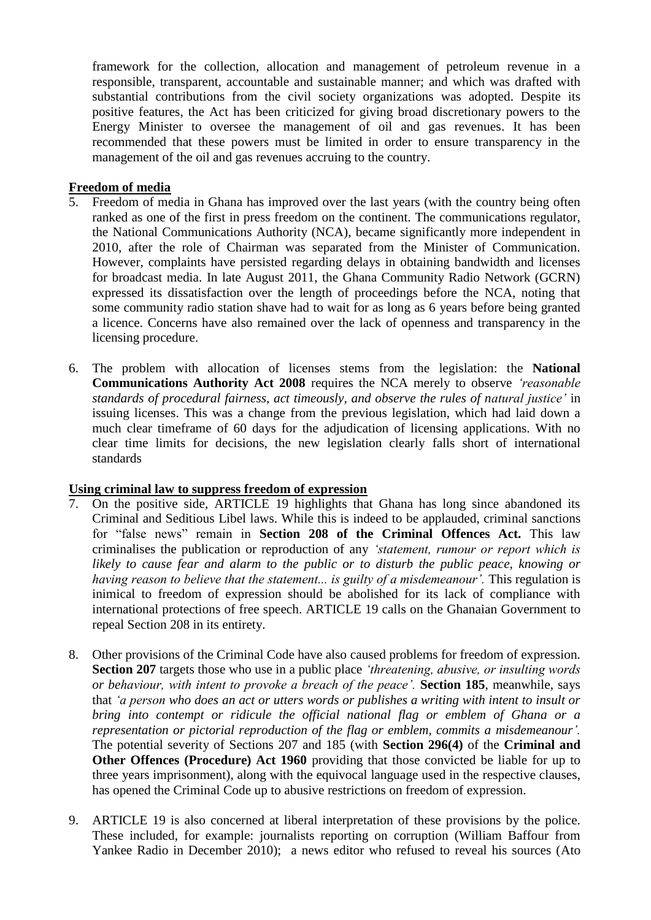framework for the collection, allocation and management of petroleum revenue in a responsible, transparent, accountable and sustainable manner; and which was drafted with substantial contributions from the civil society organizations was adopted. Despite its positive features, the Act has been criticized for giving broad discretionary powers to the Energy Minister to oversee the management of oil and gas revenues. It has been recommended that these powers must be limited in order to ensure transparency in the management of the oil and gas revenues accruing to the country.

**Freedom of media**

5. Freedom of media in Ghana has improved over the last years (with the country being often ranked as one of the first in press freedom on the continent. The communications regulator, the National Communications Authority (NCA), became significantly more independent in 2010, after the role of Chairman was separated from the Minister of Communication. However, complaints have persisted regarding delays in obtaining bandwidth and licenses for broadcast media. In late August 2011, the Ghana Community Radio Network (GCRN) expressed its dissatisfaction over the length of proceedings before the NCA, noting that some community radio station shave had to wait for as long as 6 years before being granted a licence. Concerns have also remained over the lack of openness and transparency in the licensing procedure.

6. The problem with allocation of licenses stems from the legislation: the **National Communications Authority Act 2008** requires the NCA merely to observe *'reasonable standards of procedural fairness, act timeously, and observe the rules of natural justice'* in issuing licenses. This was a change from the previous legislation, which had laid down a much clear timeframe of 60 days for the adjudication of licensing applications. With no clear time limits for decisions, the new legislation clearly falls short of international standards

**Using criminal law to suppress freedom of expression**

7. On the positive side, ARTICLE 19 highlights that Ghana has long since abandoned its Criminal and Seditious Libel laws. While this is indeed to be applauded, criminal sanctions for "false news" remain in **Section 208 of the Criminal Offences Act.** This law criminalises the publication or reproduction of any *'statement, rumour or report which is likely to cause fear and alarm to the public or to disturb the public peace, knowing or having reason to believe that the statement... is guilty of a misdemeanour'.* This regulation is inimical to freedom of expression should be abolished for its lack of compliance with international protections of free speech. ARTICLE 19 calls on the Ghanaian Government to repeal Section 208 in its entirety.

8. Other provisions of the Criminal Code have also caused problems for freedom of expression. **Section 207** targets those who use in a public place *'threatening, abusive, or insulting words or behaviour, with intent to provoke a breach of the peace'.* **Section 185**, meanwhile, says that *'a person who does an act or utters words or publishes a writing with intent to insult or bring into contempt or ridicule the official national flag or emblem of Ghana or a representation or pictorial reproduction of the flag or emblem, commits a misdemeanour'.* The potential severity of Sections 207 and 185 (with **Section 296(4)** of the **Criminal and Other Offences (Procedure) Act 1960** providing that those convicted be liable for up to three years imprisonment), along with the equivocal language used in the respective clauses, has opened the Criminal Code up to abusive restrictions on freedom of expression.

9. ARTICLE 19 is also concerned at liberal interpretation of these provisions by the police. These included, for example: journalists reporting on corruption (William Baffour from Yankee Radio in December 2010); a news editor who refused to reveal his sources (Ato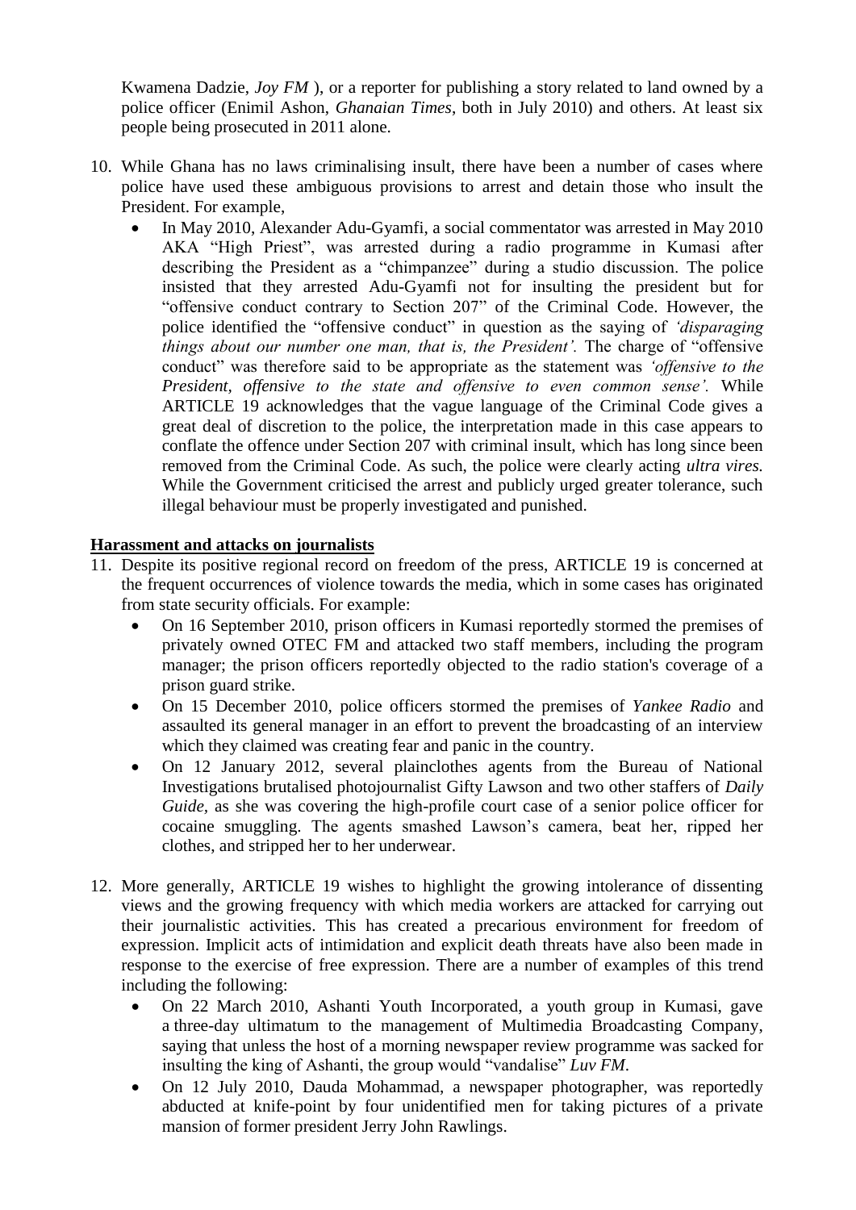Kwamena Dadzie, *Joy FM* ), or a reporter for publishing a story related to land owned by a police officer (Enimil Ashon, *Ghanaian Times*, both in July 2010) and others. At least six people being prosecuted in 2011 alone.

10. While Ghana has no laws criminalising insult, there have been a number of cases where police have used these ambiguous provisions to arrest and detain those who insult the President. For example,
    - In May 2010, Alexander Adu-Gyamfi, a social commentator was arrested in May 2010 AKA "High Priest", was arrested during a radio programme in Kumasi after describing the President as a "chimpanzee" during a studio discussion. The police insisted that they arrested Adu-Gyamfi not for insulting the president but for "offensive conduct contrary to Section 207" of the Criminal Code. However, the police identified the "offensive conduct" in question as the saying of *'disparaging things about our number one man, that is, the President'.* The charge of "offensive conduct" was therefore said to be appropriate as the statement was *'offensive to the President, offensive to the state and offensive to even common sense'.* While ARTICLE 19 acknowledges that the vague language of the Criminal Code gives a great deal of discretion to the police, the interpretation made in this case appears to conflate the offence under Section 207 with criminal insult, which has long since been removed from the Criminal Code. As such, the police were clearly acting *ultra vires.* While the Government criticised the arrest and publicly urged greater tolerance, such illegal behaviour must be properly investigated and punished.

**Harassment and attacks on journalists**

11. Despite its positive regional record on freedom of the press, ARTICLE 19 is concerned at the frequent occurrences of violence towards the media, which in some cases has originated from state security officials. For example:
    - On 16 September 2010, prison officers in Kumasi reportedly stormed the premises of privately owned OTEC FM and attacked two staff members, including the program manager; the prison officers reportedly objected to the radio station's coverage of a prison guard strike.
    - On 15 December 2010, police officers stormed the premises of *Yankee Radio* and assaulted its general manager in an effort to prevent the broadcasting of an interview which they claimed was creating fear and panic in the country.
    - On 12 January 2012, several plainclothes agents from the Bureau of National Investigations brutalised photojournalist Gifty Lawson and two other staffers of *Daily Guide*, as she was covering the high-profile court case of a senior police officer for cocaine smuggling. The agents smashed Lawson's camera, beat her, ripped her clothes, and stripped her to her underwear.

12. More generally, ARTICLE 19 wishes to highlight the growing intolerance of dissenting views and the growing frequency with which media workers are attacked for carrying out their journalistic activities. This has created a precarious environment for freedom of expression. Implicit acts of intimidation and explicit death threats have also been made in response to the exercise of free expression. There are a number of examples of this trend including the following:
    - On 22 March 2010, Ashanti Youth Incorporated, a youth group in Kumasi, gave a three-day ultimatum to the management of Multimedia Broadcasting Company, saying that unless the host of a morning newspaper review programme was sacked for insulting the king of Ashanti, the group would "vandalise" *Luv FM*.
    - On 12 July 2010, Dauda Mohammad, a newspaper photographer, was reportedly abducted at knife-point by four unidentified men for taking pictures of a private mansion of former president Jerry John Rawlings.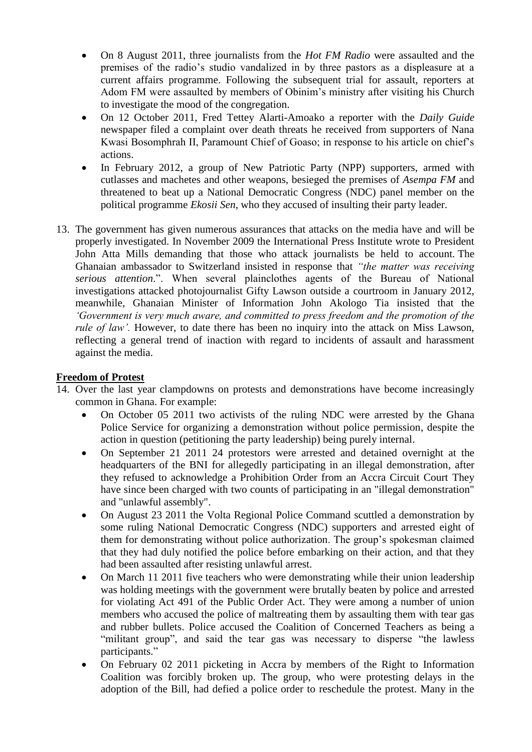- On 8 August 2011, three journalists from the *Hot FM Radio* were assaulted and the premises of the radio's studio vandalized in by three pastors as a displeasure at a current affairs programme. Following the subsequent trial for assault, reporters at Adom FM were assaulted by members of Obinim's ministry after visiting his Church to investigate the mood of the congregation.
- On 12 October 2011, Fred Tettey Alarti-Amoako a reporter with the *Daily Guide* newspaper filed a complaint over death threats he received from supporters of Nana Kwasi Bosomphrah II, Paramount Chief of Goaso; in response to his article on chief's actions.
- In February 2012, a group of New Patriotic Party (NPP) supporters, armed with cutlasses and machetes and other weapons, besieged the premises of *Asempa FM* and threatened to beat up a National Democratic Congress (NDC) panel member on the political programme *Ekosii Sen*, who they accused of insulting their party leader.

13. The government has given numerous assurances that attacks on the media have and will be properly investigated. In November 2009 the International Press Institute wrote to President John Atta Mills demanding that those who attack journalists be held to account. The Ghanaian ambassador to Switzerland insisted in response that *"the matter was receiving serious attention*.". When several plainclothes agents of the Bureau of National investigations attacked photojournalist Gifty Lawson outside a courtroom in January 2012, meanwhile, Ghanaian Minister of Information John Akologo Tia insisted that the *'Government is very much aware, and committed to press freedom and the promotion of the rule of law'.* However, to date there has been no inquiry into the attack on Miss Lawson, reflecting a general trend of inaction with regard to incidents of assault and harassment against the media.

**Freedom of Protest**

14. Over the last year clampdowns on protests and demonstrations have become increasingly common in Ghana. For example:
    - On October 05 2011 two activists of the ruling NDC were arrested by the Ghana Police Service for organizing a demonstration without police permission, despite the action in question (petitioning the party leadership) being purely internal.
    - On September 21 2011 24 protestors were arrested and detained overnight at the headquarters of the BNI for allegedly participating in an illegal demonstration, after they refused to acknowledge a Prohibition Order from an Accra Circuit Court They have since been charged with two counts of participating in an "illegal demonstration" and "unlawful assembly".
    - On August 23 2011 the Volta Regional Police Command scuttled a demonstration by some ruling National Democratic Congress (NDC) supporters and arrested eight of them for demonstrating without police authorization. The group's spokesman claimed that they had duly notified the police before embarking on their action, and that they had been assaulted after resisting unlawful arrest.
    - On March 11 2011 five teachers who were demonstrating while their union leadership was holding meetings with the government were brutally beaten by police and arrested for violating Act 491 of the Public Order Act. They were among a number of union members who accused the police of maltreating them by assaulting them with tear gas and rubber bullets. Police accused the Coalition of Concerned Teachers as being a "militant group", and said the tear gas was necessary to disperse "the lawless participants."
    - On February 02 2011 picketing in Accra by members of the Right to Information Coalition was forcibly broken up. The group, who were protesting delays in the adoption of the Bill, had defied a police order to reschedule the protest. Many in the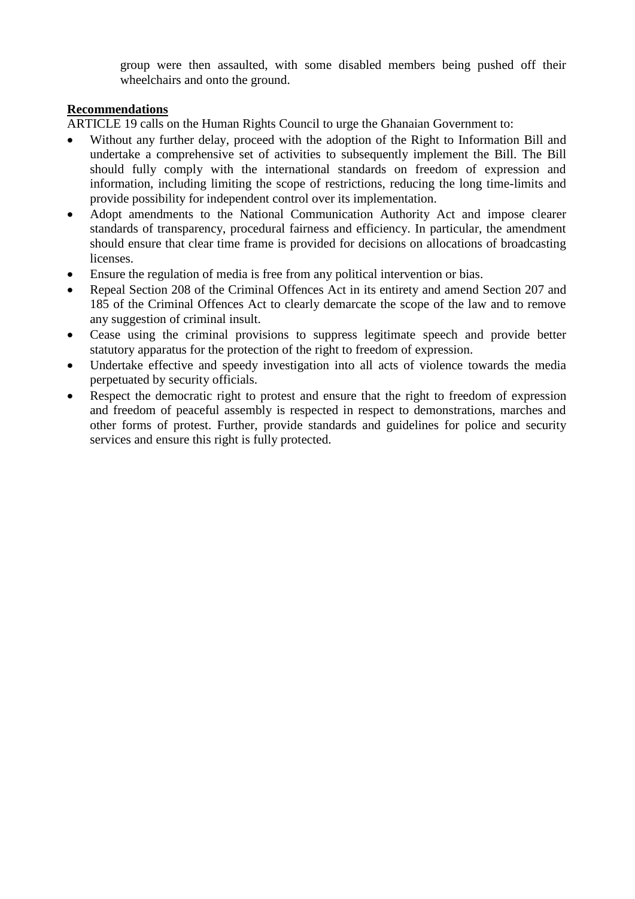group were then assaulted, with some disabled members being pushed off their wheelchairs and onto the ground.

**Recommendations**

ARTICLE 19 calls on the Human Rights Council to urge the Ghanaian Government to:

- Without any further delay, proceed with the adoption of the Right to Information Bill and undertake a comprehensive set of activities to subsequently implement the Bill. The Bill should fully comply with the international standards on freedom of expression and information, including limiting the scope of restrictions, reducing the long time-limits and provide possibility for independent control over its implementation.
- Adopt amendments to the National Communication Authority Act and impose clearer standards of transparency, procedural fairness and efficiency. In particular, the amendment should ensure that clear time frame is provided for decisions on allocations of broadcasting licenses.
- Ensure the regulation of media is free from any political intervention or bias.
- Repeal Section 208 of the Criminal Offences Act in its entirety and amend Section 207 and 185 of the Criminal Offences Act to clearly demarcate the scope of the law and to remove any suggestion of criminal insult.
- Cease using the criminal provisions to suppress legitimate speech and provide better statutory apparatus for the protection of the right to freedom of expression.
- Undertake effective and speedy investigation into all acts of violence towards the media perpetuated by security officials.
- Respect the democratic right to protest and ensure that the right to freedom of expression and freedom of peaceful assembly is respected in respect to demonstrations, marches and other forms of protest. Further, provide standards and guidelines for police and security services and ensure this right is fully protected.